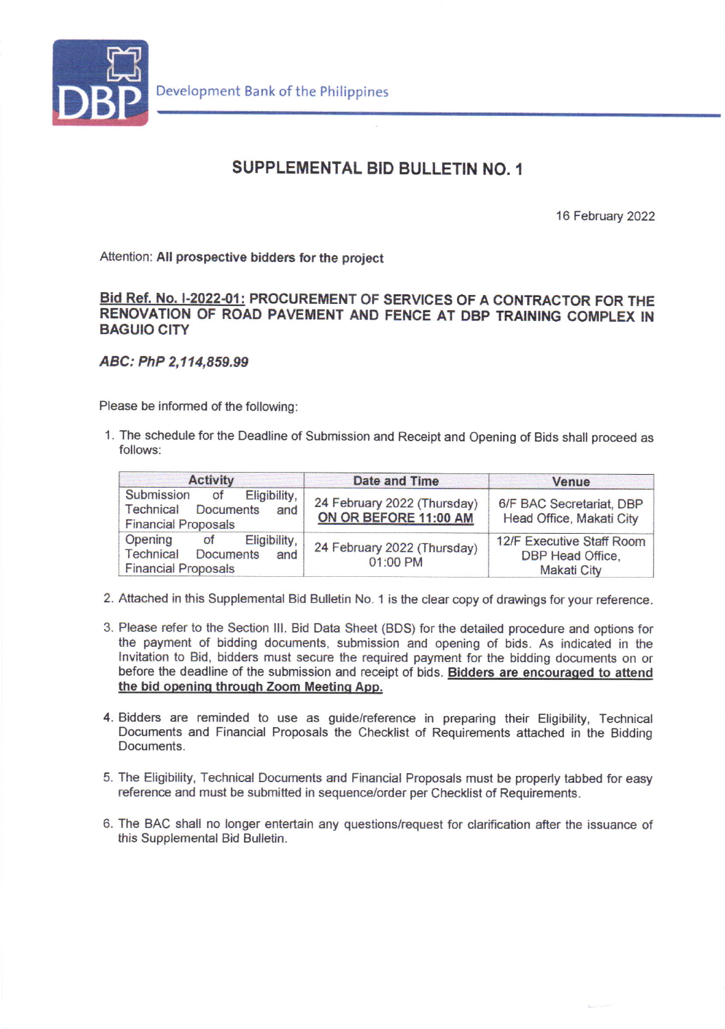Development Bank of the Philippines

# SUPPLEMENTAL BID BULLETIN NO. 1

16 February 2022

Attention: **All prospective bidders for the project**

**Bid Ref. No. I-2022-01: PROCUREMENT OF SERVICES OF A CONTRACTOR FOR THE RENOVATION OF ROAD PAVEMENT AND FENCE AT DBP TRAINING COMPLEX IN BAGUIO CITY**

***ABC: PhP 2,114,859.99***

Please be informed of the following:

1. The schedule for the Deadline of Submission and Receipt and Opening of Bids shall proceed as follows:

| Activity | Date and Time | Venue |
|---|---|---|
| Submission of Eligibility, Technical Documents and Financial Proposals | 24 February 2022 (Thursday) **ON OR BEFORE 11:00 AM** | 6/F BAC Secretariat, DBP Head Office, Makati City |
| Opening of Eligibility, Technical Documents and Financial Proposals | 24 February 2022 (Thursday) 01:00 PM | 12/F Executive Staff Room DBP Head Office, Makati City |

2. Attached in this Supplemental Bid Bulletin No. 1 is the clear copy of drawings for your reference.

3. Please refer to the Section III. Bid Data Sheet (BDS) for the detailed procedure and options for the payment of bidding documents, submission and opening of bids. As indicated in the Invitation to Bid, bidders must secure the required payment for the bidding documents on or before the deadline of the submission and receipt of bids. **Bidders are encouraged to attend the bid opening through Zoom Meeting App.**

4. Bidders are reminded to use as guide/reference in preparing their Eligibility, Technical Documents and Financial Proposals the Checklist of Requirements attached in the Bidding Documents.

5. The Eligibility, Technical Documents and Financial Proposals must be properly tabbed for easy reference and must be submitted in sequence/order per Checklist of Requirements.

6. The BAC shall no longer entertain any questions/request for clarification after the issuance of this Supplemental Bid Bulletin.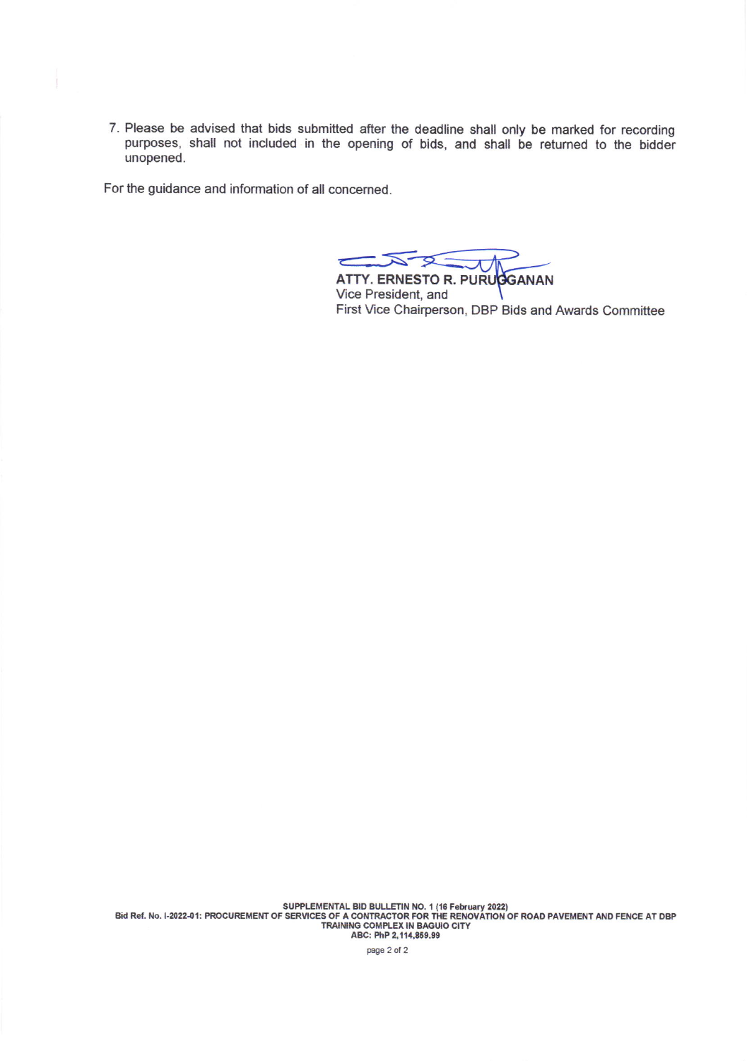7. Please be advised that bids submitted after the deadline shall only be marked for recording purposes, shall not included in the opening of bids, and shall be returned to the bidder unopened.

For the guidance and information of all concerned.

**ATTY. ERNESTO R. PURUGGANAN**
Vice President, and
First Vice Chairperson, DBP Bids and Awards Committee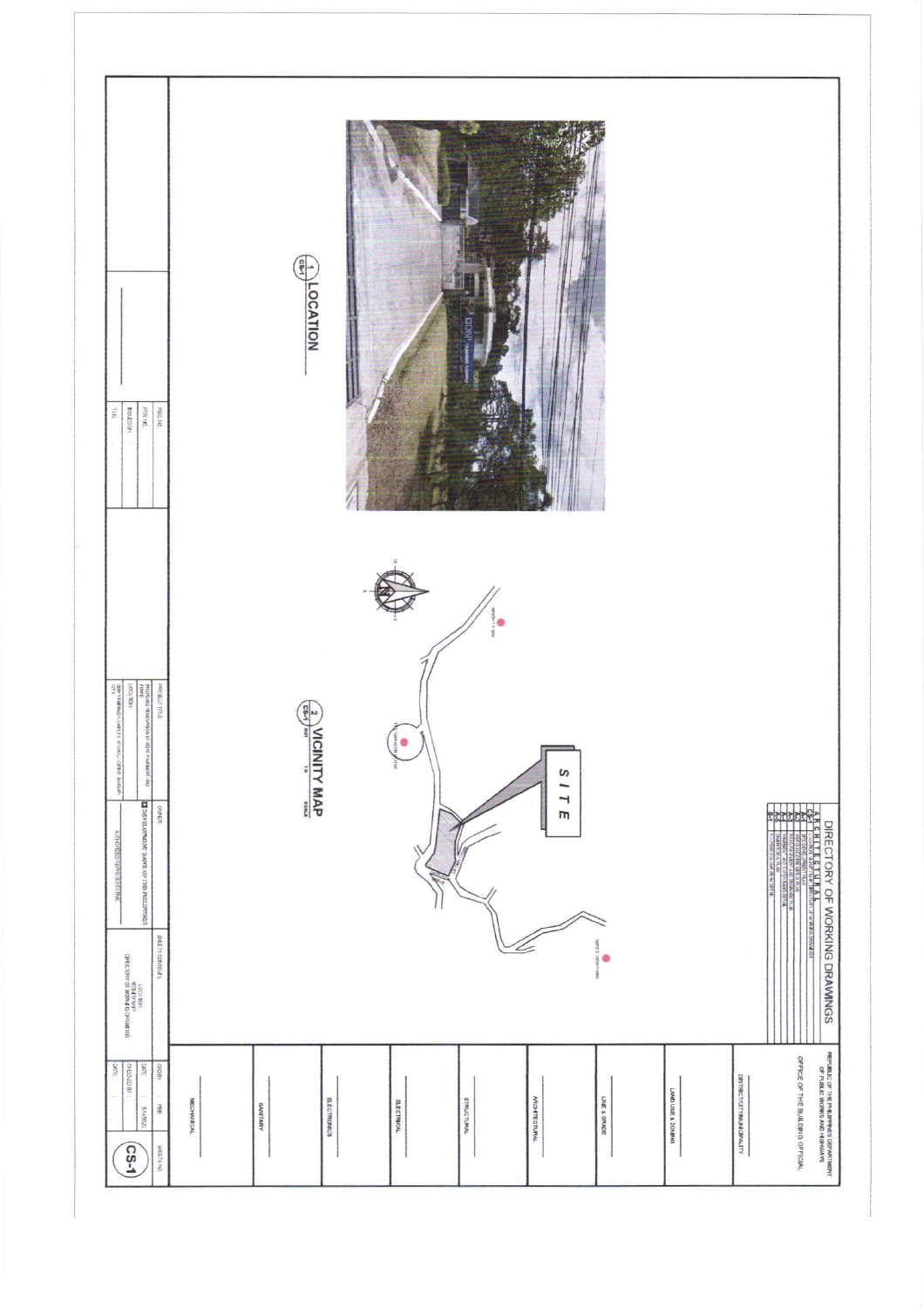## DIRECTORY OF WORKING DRAWINGS

| | |
|---|---|
| | ARCHITECTURAL |
| CS-1 | LOCATION, VICINITY MAP, DIRECTORY OF WORKING DRAWINGS |
| A-1 | |
| A-2 | |
| A-3 | |
| A-4 | |
| A-5 | |
| S-1 | |

REPUBLIC OF THE PHILIPPINES DEPARTMENT OF PUBLIC WORKS AND HIGHWAYS

OFFICE OF THE BUILDING OFFICIAL

DISTRICT/CITY/MUNICIPALITY

LAND USE & ZONING

LINE & GRADE

ARCHITECTURAL

STRUCTURAL

ELECTRICAL

ELECTRONICS

SANITARY

MECHANICAL

1 CS-1 LOCATION

2 CS-1 VICINITY MAP

NOT TO SCALE

SITE

| | | | | | | |
|---|---|---|---|---|---|---|
| PRC NO.: | PROJECT TITLE: | OWNER: | SHEET CONTENTS: | DRAWN: | SHEET NO. |
| PTR NO.: | PROPOSED RENOVATION OF ROAD PAVEMENT AND ... | DEVELOPMENT BANK OF THE PHILIPPINES | LOCATION VICINITY MAP DIRECTORY OF WORKING DRAWINGS | DATE: 5/4/2022 | CS-1 |
| ISSUED ON: | LOCATION: | | | CHECKED BY: | |
| TIN: | DBP TRAINING COMPLEX ... BAGUIO CITY | AUTHORIZED REPRESENTATIVE | | DATE: | |